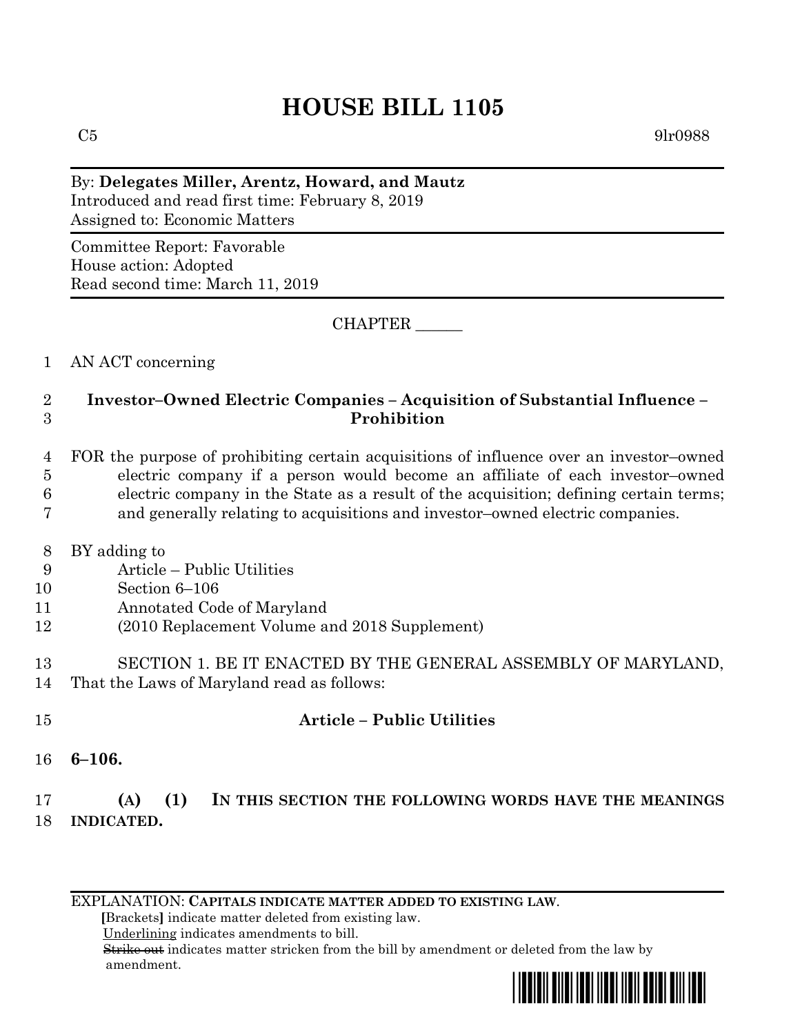# HOUSE BILL 1105

C5 9lr0988

By: **Delegates Miller, Arentz, Howard, and Mautz**
Introduced and read first time: February 8, 2019
Assigned to: Economic Matters

Committee Report: Favorable
House action: Adopted
Read second time: March 11, 2019

CHAPTER ______

1 AN ACT concerning

2 **Investor–Owned Electric Companies – Acquisition of Substantial Influence –**
3 **Prohibition**

4 FOR the purpose of prohibiting certain acquisitions of influence over an investor–owned
5 electric company if a person would become an affiliate of each investor–owned
6 electric company in the State as a result of the acquisition; defining certain terms;
7 and generally relating to acquisitions and investor–owned electric companies.

8 BY adding to
9 Article – Public Utilities
10 Section 6–106
11 Annotated Code of Maryland
12 (2010 Replacement Volume and 2018 Supplement)

13 SECTION 1. BE IT ENACTED BY THE GENERAL ASSEMBLY OF MARYLAND,
14 That the Laws of Maryland read as follows:

15 **Article – Public Utilities**

16 **6–106.**

17 **(A) (1) IN THIS SECTION THE FOLLOWING WORDS HAVE THE MEANINGS**
18 **INDICATED.**

EXPLANATION: **CAPITALS INDICATE MATTER ADDED TO EXISTING LAW.**
**[**Brackets**]** indicate matter deleted from existing law.
Underlining indicates amendments to bill.
~~Strike out~~ indicates matter stricken from the bill by amendment or deleted from the law by amendment.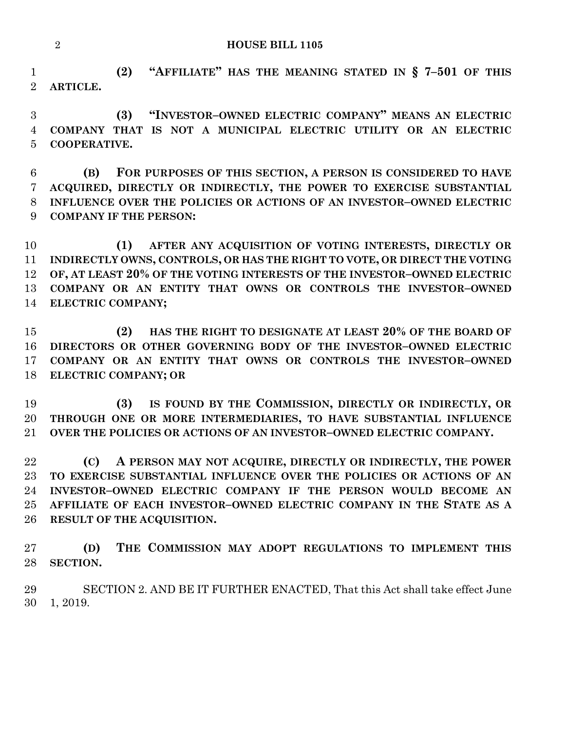**(2) "AFFILIATE" HAS THE MEANING STATED IN § 7–501 OF THIS ARTICLE.**

**(3) "INVESTOR–OWNED ELECTRIC COMPANY" MEANS AN ELECTRIC COMPANY THAT IS NOT A MUNICIPAL ELECTRIC UTILITY OR AN ELECTRIC COOPERATIVE.**

**(B) FOR PURPOSES OF THIS SECTION, A PERSON IS CONSIDERED TO HAVE ACQUIRED, DIRECTLY OR INDIRECTLY, THE POWER TO EXERCISE SUBSTANTIAL INFLUENCE OVER THE POLICIES OR ACTIONS OF AN INVESTOR–OWNED ELECTRIC COMPANY IF THE PERSON:**

**(1) AFTER ANY ACQUISITION OF VOTING INTERESTS, DIRECTLY OR INDIRECTLY OWNS, CONTROLS, OR HAS THE RIGHT TO VOTE, OR DIRECT THE VOTING OF, AT LEAST 20% OF THE VOTING INTERESTS OF THE INVESTOR–OWNED ELECTRIC COMPANY OR AN ENTITY THAT OWNS OR CONTROLS THE INVESTOR–OWNED ELECTRIC COMPANY;**

**(2) HAS THE RIGHT TO DESIGNATE AT LEAST 20% OF THE BOARD OF DIRECTORS OR OTHER GOVERNING BODY OF THE INVESTOR–OWNED ELECTRIC COMPANY OR AN ENTITY THAT OWNS OR CONTROLS THE INVESTOR–OWNED ELECTRIC COMPANY; OR**

**(3) IS FOUND BY THE COMMISSION, DIRECTLY OR INDIRECTLY, OR THROUGH ONE OR MORE INTERMEDIARIES, TO HAVE SUBSTANTIAL INFLUENCE OVER THE POLICIES OR ACTIONS OF AN INVESTOR–OWNED ELECTRIC COMPANY.**

**(C) A PERSON MAY NOT ACQUIRE, DIRECTLY OR INDIRECTLY, THE POWER TO EXERCISE SUBSTANTIAL INFLUENCE OVER THE POLICIES OR ACTIONS OF AN INVESTOR–OWNED ELECTRIC COMPANY IF THE PERSON WOULD BECOME AN AFFILIATE OF EACH INVESTOR–OWNED ELECTRIC COMPANY IN THE STATE AS A RESULT OF THE ACQUISITION.**

**(D) THE COMMISSION MAY ADOPT REGULATIONS TO IMPLEMENT THIS SECTION.**

SECTION 2. AND BE IT FURTHER ENACTED, That this Act shall take effect June 1, 2019.